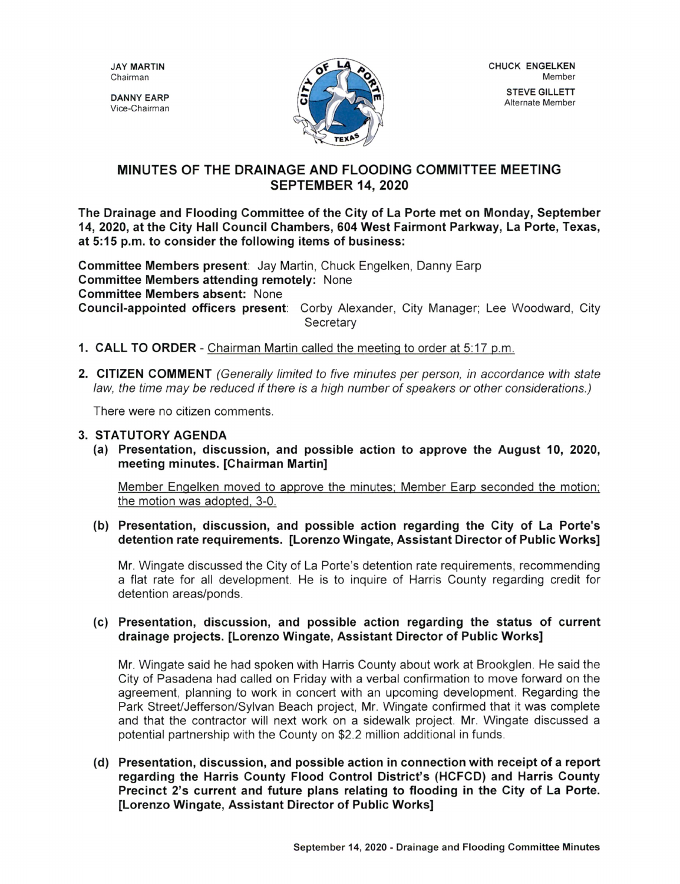JAY MARTIN
Chairman

DANNY EARP
Vice-Chairman

CHUCK ENGELKEN
Member

STEVE GILLETT
Alternate Member

## MINUTES OF THE DRAINAGE AND FLOODING COMMITTEE MEETING SEPTEMBER 14, 2020

**The Drainage and Flooding Committee of the City of La Porte met on Monday, September 14, 2020, at the City Hall Council Chambers, 604 West Fairmont Parkway, La Porte, Texas, at 5:15 p.m. to consider the following items of business:**

**Committee Members present**: Jay Martin, Chuck Engelken, Danny Earp
**Committee Members attending remotely:** None
**Committee Members absent:** None
**Council-appointed officers present**: Corby Alexander, City Manager; Lee Woodward, City Secretary

1. **CALL TO ORDER** - Chairman Martin called the meeting to order at 5:17 p.m.

2. **CITIZEN COMMENT** *(Generally limited to five minutes per person, in accordance with state law, the time may be reduced if there is a high number of speakers or other considerations.)*

   There were no citizen comments.

3. **STATUTORY AGENDA**

   **(a) Presentation, discussion, and possible action to approve the August 10, 2020, meeting minutes. [Chairman Martin]**

   Member Engelken moved to approve the minutes; Member Earp seconded the motion; the motion was adopted, 3-0.

   **(b) Presentation, discussion, and possible action regarding the City of La Porte's detention rate requirements. [Lorenzo Wingate, Assistant Director of Public Works]**

   Mr. Wingate discussed the City of La Porte's detention rate requirements, recommending a flat rate for all development. He is to inquire of Harris County regarding credit for detention areas/ponds.

   **(c) Presentation, discussion, and possible action regarding the status of current drainage projects. [Lorenzo Wingate, Assistant Director of Public Works]**

   Mr. Wingate said he had spoken with Harris County about work at Brookglen. He said the City of Pasadena had called on Friday with a verbal confirmation to move forward on the agreement, planning to work in concert with an upcoming development. Regarding the Park Street/Jefferson/Sylvan Beach project, Mr. Wingate confirmed that it was complete and that the contractor will next work on a sidewalk project. Mr. Wingate discussed a potential partnership with the County on $2.2 million additional in funds.

   **(d) Presentation, discussion, and possible action in connection with receipt of a report regarding the Harris County Flood Control District's (HCFCD) and Harris County Precinct 2's current and future plans relating to flooding in the City of La Porte. [Lorenzo Wingate, Assistant Director of Public Works]**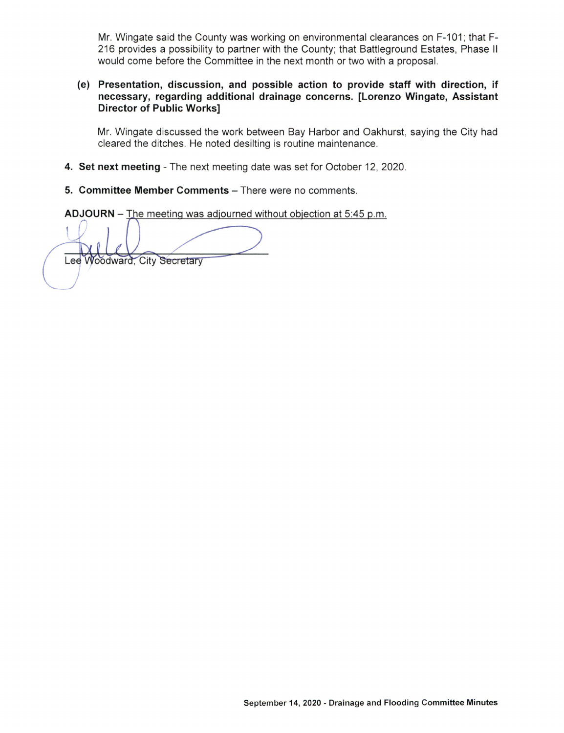Mr. Wingate said the County was working on environmental clearances on F-101; that F-216 provides a possibility to partner with the County; that Battleground Estates, Phase II would come before the Committee in the next month or two with a proposal.

**(e) Presentation, discussion, and possible action to provide staff with direction, if necessary, regarding additional drainage concerns. [Lorenzo Wingate, Assistant Director of Public Works]**

Mr. Wingate discussed the work between Bay Harbor and Oakhurst, saying the City had cleared the ditches. He noted desilting is routine maintenance.

4. **Set next meeting** - The next meeting date was set for October 12, 2020.

5. **Committee Member Comments** – There were no comments.

**ADJOURN** – The meeting was adjourned without objection at 5:45 p.m.

Lee Woodward, City Secretary